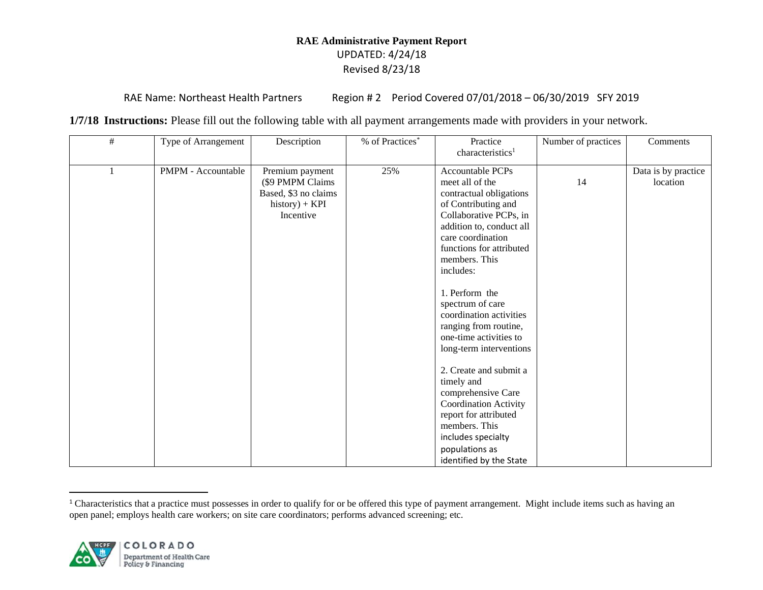# RAE Administrative Payment Report

UPDATED: 4/24/18

Revised 8/23/18

RAE Name: Northeast Health Partners Region # 2 Period Covered 07/01/2018 – 06/30/2019 SFY 2019

**1/7/18 Instructions:** Please fill out the following table with all payment arrangements made with providers in your network.

| # | Type of Arrangement | Description | % of Practices* | Practice characteristics[1] | Number of practices | Comments |
|---|---|---|---|---|---|---|
| 1 | PMPM - Accountable | Premium payment ($9 PMPM Claims Based, $3 no claims history) + KPI Incentive | 25% | Accountable PCPs meet all of the contractual obligations of Contributing and Collaborative PCPs, in addition to, conduct all care coordination functions for attributed members. This includes:<br><br>1. Perform the spectrum of care coordination activities ranging from routine, one-time activities to long-term interventions<br><br>2. Create and submit a timely and comprehensive Care Coordination Activity report for attributed members. This includes specialty populations as identified by the State | 14 | Data is by practice location |

[1] Characteristics that a practice must possesses in order to qualify for or be offered this type of payment arrangement. Might include items such as having an open panel; employs health care workers; on site care coordinators; performs advanced screening; etc.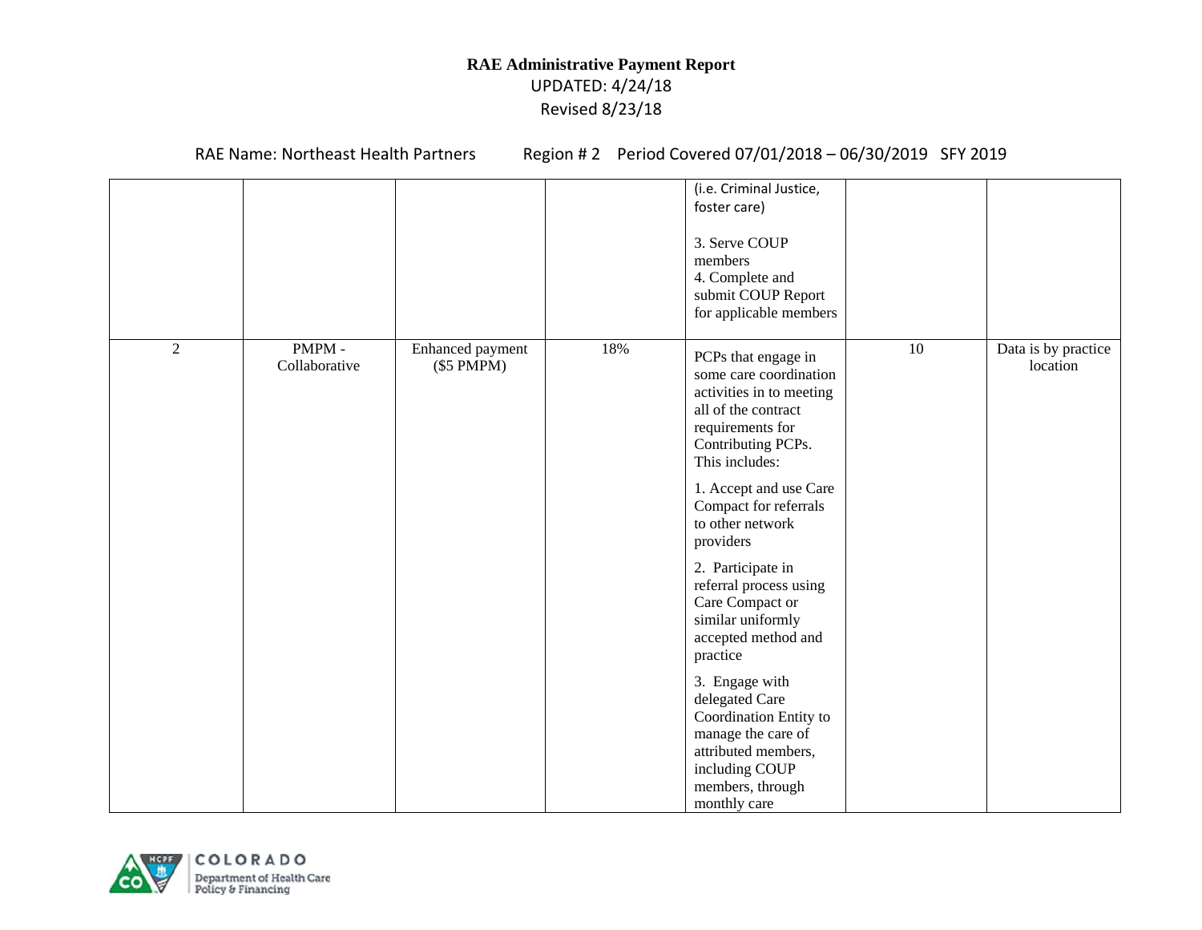**RAE Administrative Payment Report**

UPDATED: 4/24/18

Revised 8/23/18

RAE Name: Northeast Health Partners   Region # 2   Period Covered 07/01/2018 – 06/30/2019   SFY 2019

| | | | | | | |
|---|---|---|---|---|---|---|
| | | | | (i.e. Criminal Justice, foster care)<br><br>3. Serve COUP members<br>4. Complete and submit COUP Report for applicable members | | |
| 2 | PMPM - Collaborative | Enhanced payment ($5 PMPM) | 18% | PCPs that engage in some care coordination activities in to meeting all of the contract requirements for Contributing PCPs. This includes:<br><br>1. Accept and use Care Compact for referrals to other network providers<br><br>2. Participate in referral process using Care Compact or similar uniformly accepted method and practice<br><br>3. Engage with delegated Care Coordination Entity to manage the care of attributed members, including COUP members, through monthly care | 10 | Data is by practice location |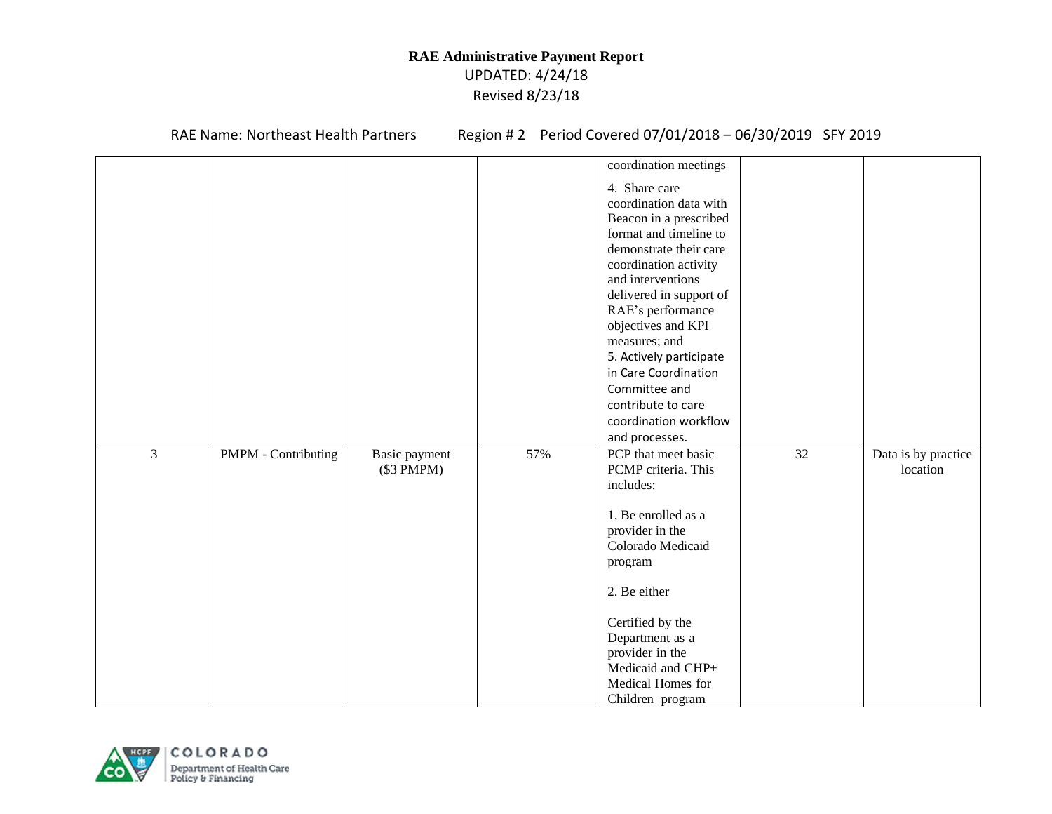# RAE Administrative Payment Report

UPDATED: 4/24/18

Revised 8/23/18

RAE Name: Northeast Health Partners    Region # 2    Period Covered 07/01/2018 – 06/30/2019   SFY 2019

| | | | | | | |
|---|---|---|---|---|---|---|
| | | | | coordination meetings<br><br>4. Share care coordination data with Beacon in a prescribed format and timeline to demonstrate their care coordination activity and interventions delivered in support of RAE's performance objectives and KPI measures; and<br>5. Actively participate in Care Coordination Committee and contribute to care coordination workflow and processes. | | |
| 3 | PMPM - Contributing | Basic payment ($3 PMPM) | 57% | PCP that meet basic PCMP criteria. This includes:<br><br>1. Be enrolled as a provider in the Colorado Medicaid program<br><br>2. Be either<br><br>Certified by the Department as a provider in the Medicaid and CHP+ Medical Homes for Children program | 32 | Data is by practice location |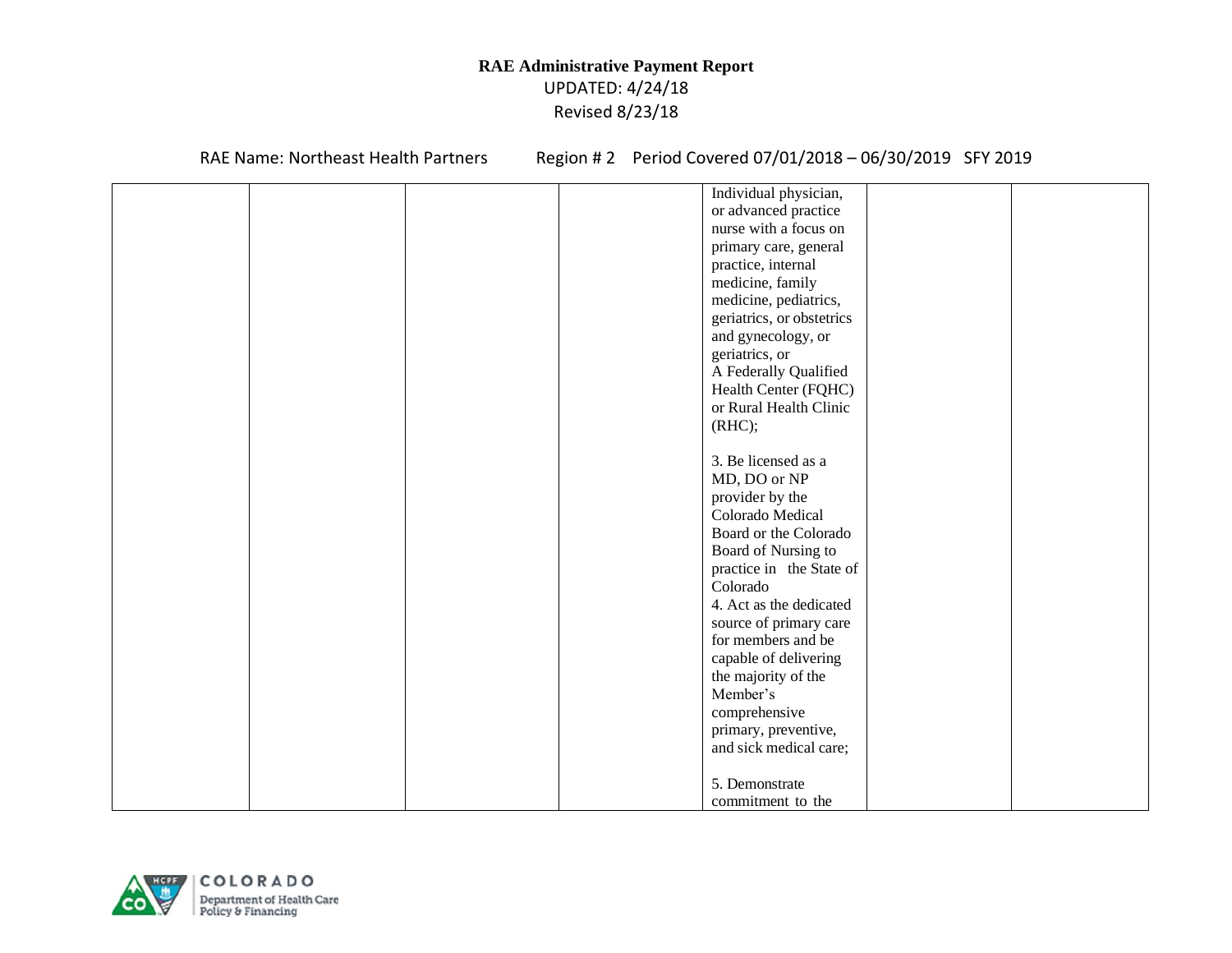**RAE Administrative Payment Report**

UPDATED: 4/24/18

Revised 8/23/18

RAE Name: Northeast Health Partners Region # 2 Period Covered 07/01/2018 – 06/30/2019 SFY 2019

| | | | | | | |
|---|---|---|---|---|---|---|
| | | | | Individual physician, or advanced practice nurse with a focus on primary care, general practice, internal medicine, family medicine, pediatrics, geriatrics, or obstetrics and gynecology, or geriatrics, or A Federally Qualified Health Center (FQHC) or Rural Health Clinic (RHC);<br><br>3. Be licensed as a MD, DO or NP provider by the Colorado Medical Board or the Colorado Board of Nursing to practice in the State of Colorado<br>4. Act as the dedicated source of primary care for members and be capable of delivering the majority of the Member's comprehensive primary, preventive, and sick medical care;<br><br>5. Demonstrate commitment to the | | |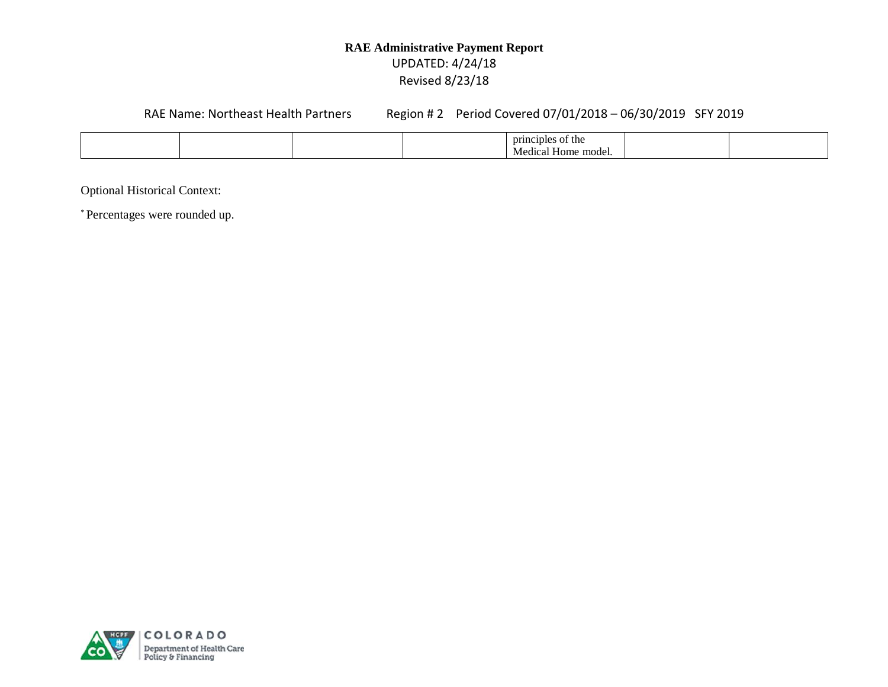**RAE Administrative Payment Report**
UPDATED: 4/24/18
Revised 8/23/18

RAE Name: Northeast Health Partners Region # 2 Period Covered 07/01/2018 – 06/30/2019 SFY 2019

| | | | | | | |
|---|---|---|---|---|---|---|
| | | | | principles of the Medical Home model. | | |

Optional Historical Context:

* Percentages were rounded up.